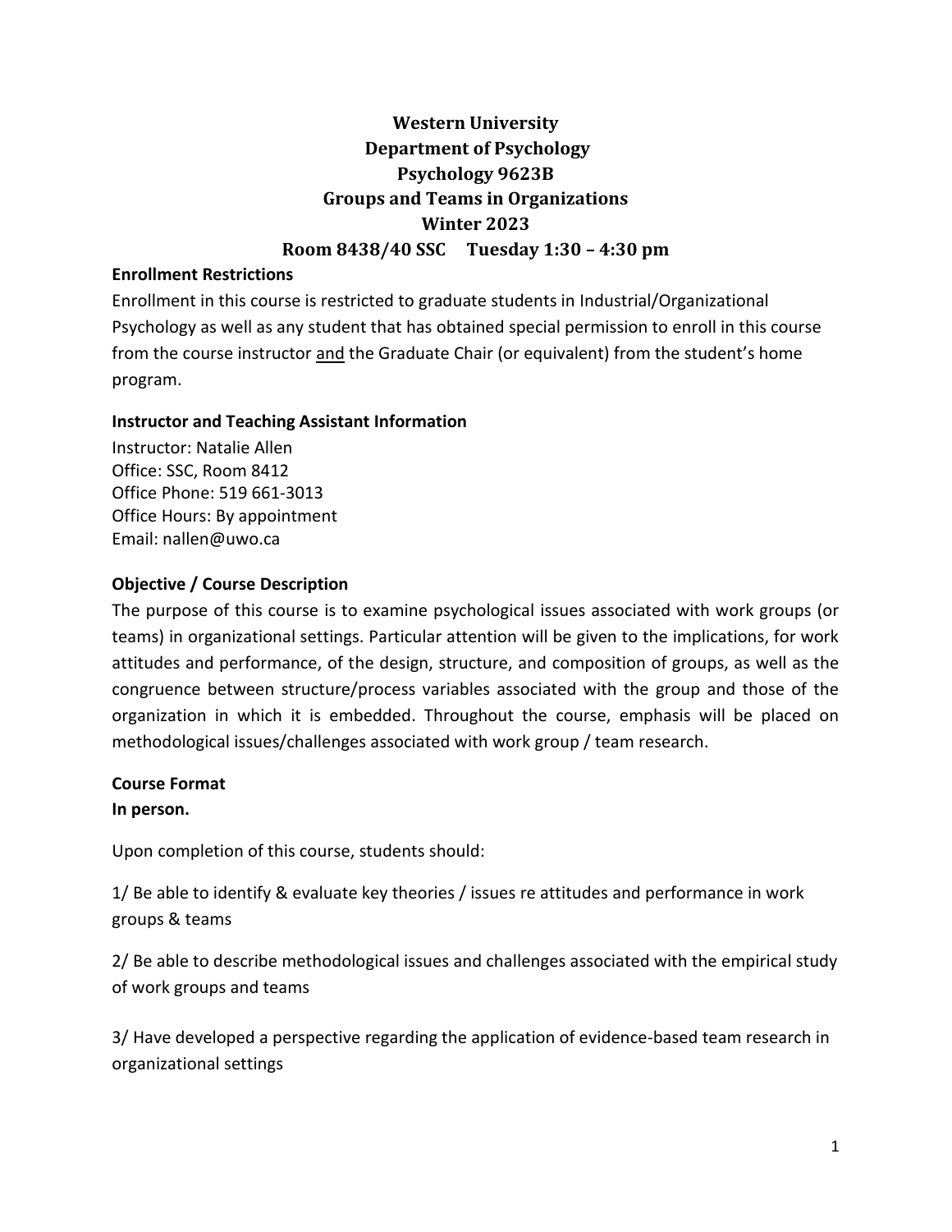# Western University
# Department of Psychology
# Psychology 9623B
# Groups and Teams in Organizations
# Winter 2023
# Room 8438/40 SSC Tuesday 1:30 – 4:30 pm

**Enrollment Restrictions**

Enrollment in this course is restricted to graduate students in Industrial/Organizational Psychology as well as any student that has obtained special permission to enroll in this course from the course instructor <u>and</u> the Graduate Chair (or equivalent) from the student's home program.

**Instructor and Teaching Assistant Information**

Instructor: Natalie Allen
Office: SSC, Room 8412
Office Phone: 519 661-3013
Office Hours: By appointment
Email: nallen@uwo.ca

**Objective / Course Description**

The purpose of this course is to examine psychological issues associated with work groups (or teams) in organizational settings. Particular attention will be given to the implications, for work attitudes and performance, of the design, structure, and composition of groups, as well as the congruence between structure/process variables associated with the group and those of the organization in which it is embedded. Throughout the course, emphasis will be placed on methodological issues/challenges associated with work group / team research.

**Course Format**

**In person.**

Upon completion of this course, students should:

1/ Be able to identify & evaluate key theories / issues re attitudes and performance in work groups & teams

2/ Be able to describe methodological issues and challenges associated with the empirical study of work groups and teams

3/ Have developed a perspective regarding the application of evidence-based team research in organizational settings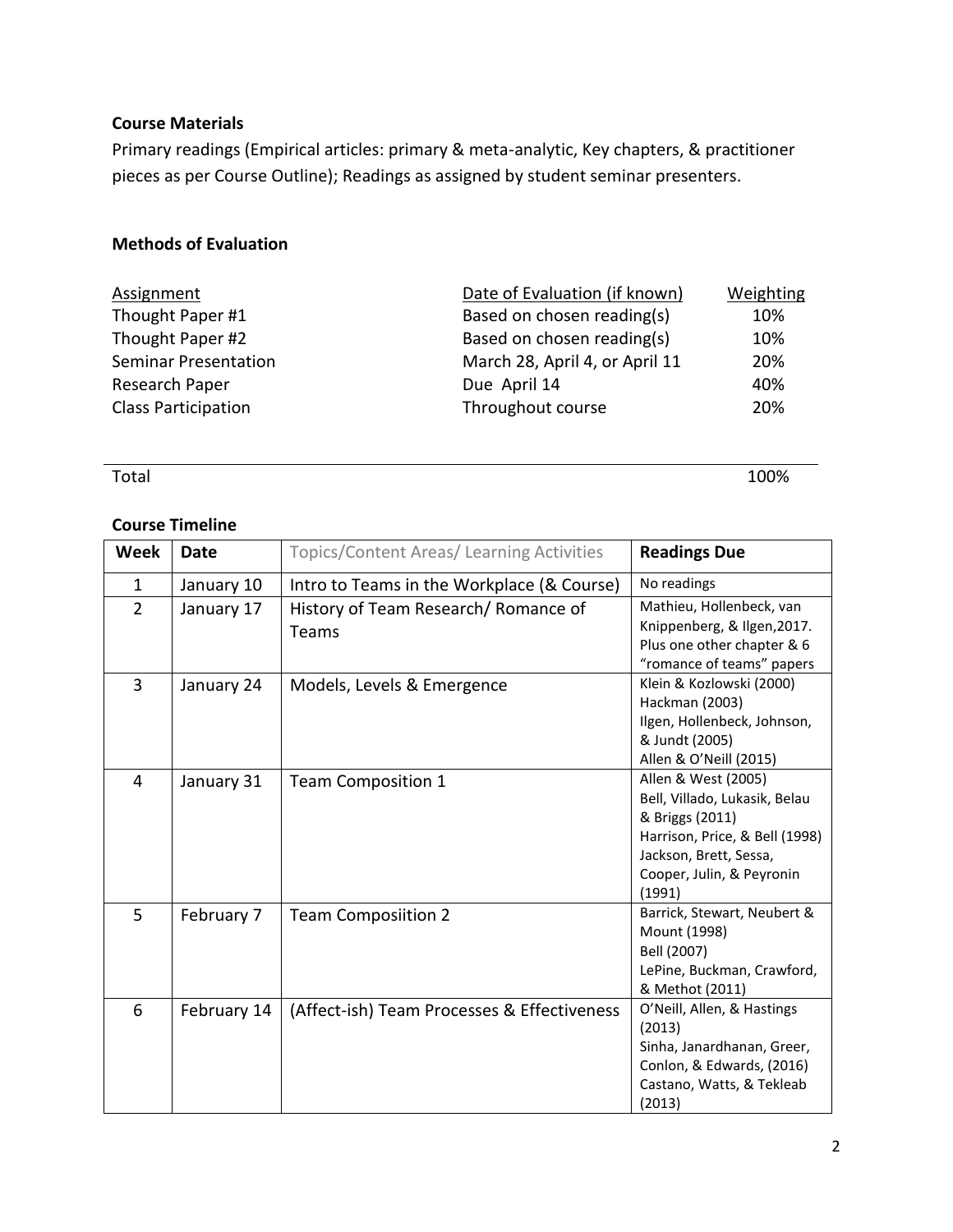**Course Materials**

Primary readings (Empirical articles: primary & meta-analytic, Key chapters, & practitioner pieces as per Course Outline); Readings as assigned by student seminar presenters.

**Methods of Evaluation**

| Assignment | Date of Evaluation (if known) | Weighting |
|---|---|---|
| Thought Paper #1 | Based on chosen reading(s) | 10% |
| Thought Paper #2 | Based on chosen reading(s) | 10% |
| Seminar Presentation | March 28, April 4, or April 11 | 20% |
| Research Paper | Due April 14 | 40% |
| Class Participation | Throughout course | 20% |
| Total | | 100% |

**Course Timeline**

| Week | Date | Topics/Content Areas/ Learning Activities | Readings Due |
|---|---|---|---|
| 1 | January 10 | Intro to Teams in the Workplace (& Course) | No readings |
| 2 | January 17 | History of Team Research/ Romance of Teams | Mathieu, Hollenbeck, van Knippenberg, & Ilgen,2017. Plus one other chapter & 6 "romance of teams" papers |
| 3 | January 24 | Models, Levels & Emergence | Klein & Kozlowski (2000)<br>Hackman (2003)<br>Ilgen, Hollenbeck, Johnson, & Jundt (2005)<br>Allen & O'Neill (2015) |
| 4 | January 31 | Team Composition 1 | Allen & West (2005)<br>Bell, Villado, Lukasik, Belau & Briggs (2011)<br>Harrison, Price, & Bell (1998)<br>Jackson, Brett, Sessa, Cooper, Julin, & Peyronin (1991) |
| 5 | February 7 | Team Composiition 2 | Barrick, Stewart, Neubert & Mount (1998)<br>Bell (2007)<br>LePine, Buckman, Crawford, & Methot (2011) |
| 6 | February 14 | (Affect-ish) Team Processes & Effectiveness | O'Neill, Allen, & Hastings (2013)<br>Sinha, Janardhanan, Greer, Conlon, & Edwards, (2016)<br>Castano, Watts, & Tekleab (2013) |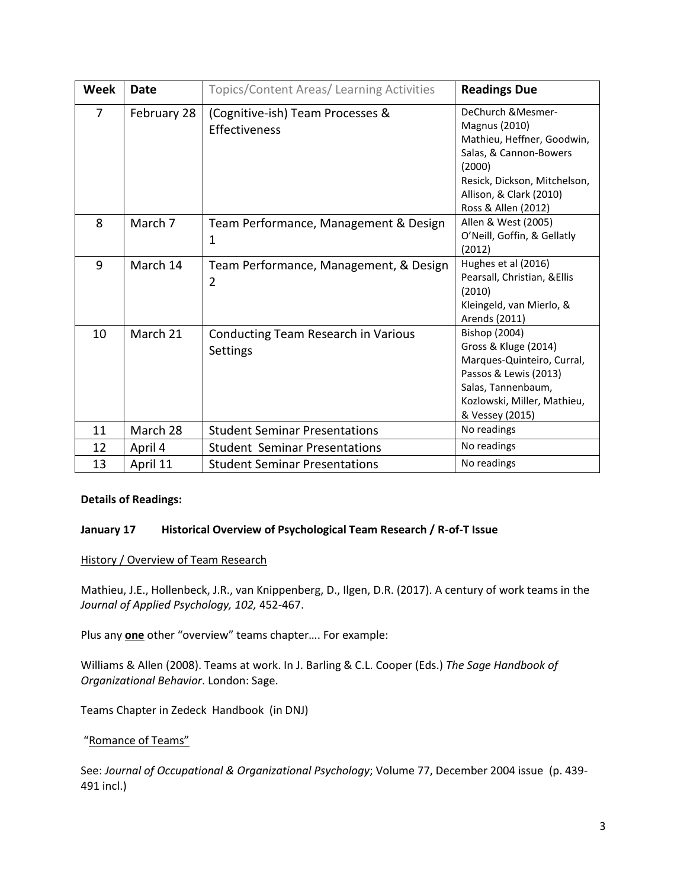| Week | Date | Topics/Content Areas/ Learning Activities | Readings Due |
|---|---|---|---|
| 7 | February 28 | (Cognitive-ish) Team Processes & Effectiveness | DeChurch &Mesmer-Magnus (2010)<br>Mathieu, Heffner, Goodwin, Salas, & Cannon-Bowers (2000)<br>Resick, Dickson, Mitchelson, Allison, & Clark (2010)<br>Ross & Allen (2012) |
| 8 | March 7 | Team Performance, Management & Design 1 | Allen & West (2005)<br>O'Neill, Goffin, & Gellatly (2012) |
| 9 | March 14 | Team Performance, Management, & Design 2 | Hughes et al (2016)<br>Pearsall, Christian, &Ellis (2010)<br>Kleingeld, van Mierlo, & Arends (2011) |
| 10 | March 21 | Conducting Team Research in Various Settings | Bishop (2004)<br>Gross & Kluge (2014)<br>Marques-Quinteiro, Curral, Passos & Lewis (2013)<br>Salas, Tannenbaum, Kozlowski, Miller, Mathieu, & Vessey (2015) |
| 11 | March 28 | Student Seminar Presentations | No readings |
| 12 | April 4 | Student Seminar Presentations | No readings |
| 13 | April 11 | Student Seminar Presentations | No readings |

**Details of Readings:**

**January 17 Historical Overview of Psychological Team Research / R-of-T Issue**

History / Overview of Team Research

Mathieu, J.E., Hollenbeck, J.R., van Knippenberg, D., Ilgen, D.R. (2017). A century of work teams in the *Journal of Applied Psychology, 102,* 452-467.

Plus any **one** other "overview" teams chapter…. For example:

Williams & Allen (2008). Teams at work. In J. Barling & C.L. Cooper (Eds.) *The Sage Handbook of Organizational Behavior*. London: Sage.

Teams Chapter in Zedeck Handbook (in DNJ)

"Romance of Teams"

See: *Journal of Occupational & Organizational Psychology*; Volume 77, December 2004 issue (p. 439-491 incl.)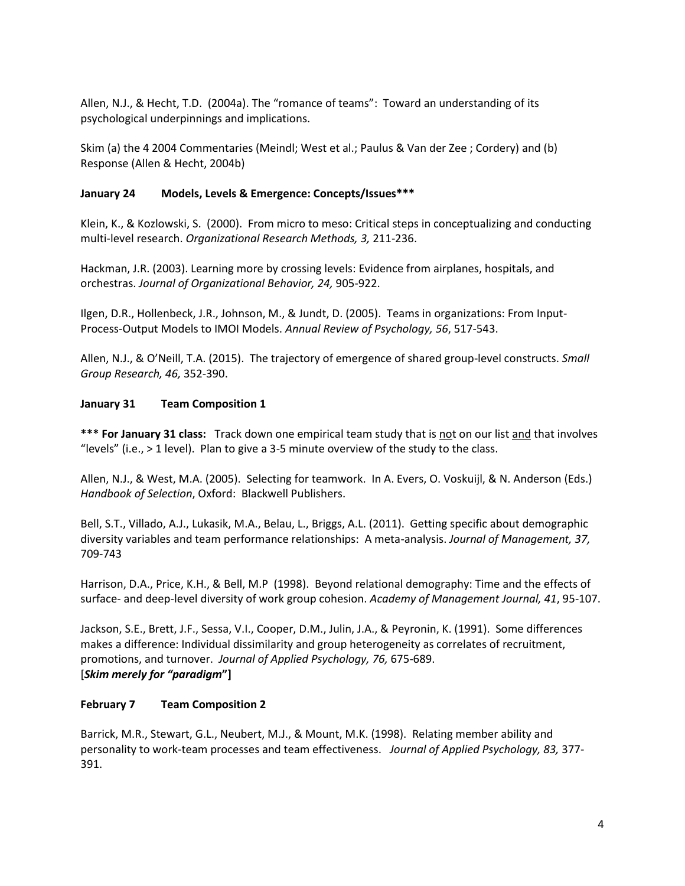Allen, N.J., & Hecht, T.D. (2004a). The "romance of teams": Toward an understanding of its psychological underpinnings and implications.

Skim (a) the 4 2004 Commentaries (Meindl; West et al.; Paulus & Van der Zee ; Cordery) and (b) Response (Allen & Hecht, 2004b)

**January 24 Models, Levels & Emergence: Concepts/Issues*****

Klein, K., & Kozlowski, S. (2000). From micro to meso: Critical steps in conceptualizing and conducting multi-level research. *Organizational Research Methods, 3,* 211-236.

Hackman, J.R. (2003). Learning more by crossing levels: Evidence from airplanes, hospitals, and orchestras. *Journal of Organizational Behavior, 24,* 905-922.

Ilgen, D.R., Hollenbeck, J.R., Johnson, M., & Jundt, D. (2005). Teams in organizations: From Input-Process-Output Models to IMOI Models. *Annual Review of Psychology, 56*, 517-543.

Allen, N.J., & O'Neill, T.A. (2015). The trajectory of emergence of shared group-level constructs. *Small Group Research, 46,* 352-390.

**January 31 Team Composition 1**

**\*\*\* For January 31 class:** Track down one empirical team study that is <u>not</u> on our list <u>and</u> that involves "levels" (i.e., > 1 level). Plan to give a 3-5 minute overview of the study to the class.

Allen, N.J., & West, M.A. (2005). Selecting for teamwork. In A. Evers, O. Voskuijl, & N. Anderson (Eds.) *Handbook of Selection*, Oxford: Blackwell Publishers.

Bell, S.T., Villado, A.J., Lukasik, M.A., Belau, L., Briggs, A.L. (2011). Getting specific about demographic diversity variables and team performance relationships: A meta-analysis. *Journal of Management, 37,* 709-743

Harrison, D.A., Price, K.H., & Bell, M.P (1998). Beyond relational demography: Time and the effects of surface- and deep-level diversity of work group cohesion. *Academy of Management Journal, 41*, 95-107.

Jackson, S.E., Brett, J.F., Sessa, V.I., Cooper, D.M., Julin, J.A., & Peyronin, K. (1991). Some differences makes a difference: Individual dissimilarity and group heterogeneity as correlates of recruitment, promotions, and turnover. *Journal of Applied Psychology, 76,* 675-689.
[***Skim merely for "paradigm"*]**

**February 7 Team Composition 2**

Barrick, M.R., Stewart, G.L., Neubert, M.J., & Mount, M.K. (1998). Relating member ability and personality to work-team processes and team effectiveness. *Journal of Applied Psychology, 83,* 377-391.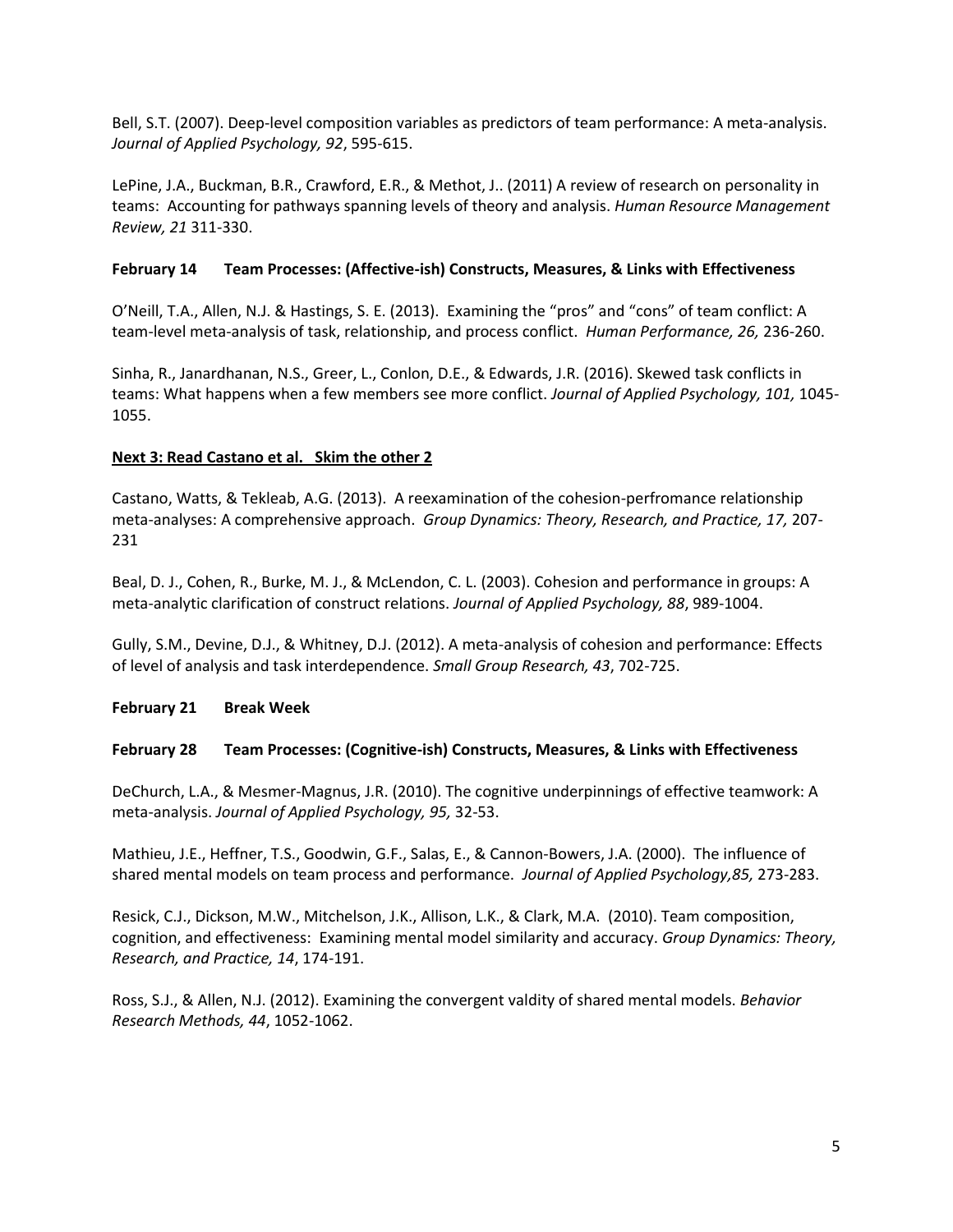Bell, S.T. (2007). Deep-level composition variables as predictors of team performance: A meta-analysis. *Journal of Applied Psychology, 92*, 595-615.

LePine, J.A., Buckman, B.R., Crawford, E.R., & Methot, J.. (2011) A review of research on personality in teams: Accounting for pathways spanning levels of theory and analysis. *Human Resource Management Review, 21* 311-330.

**February 14 Team Processes: (Affective-ish) Constructs, Measures, & Links with Effectiveness**

O'Neill, T.A., Allen, N.J. & Hastings, S. E. (2013). Examining the "pros" and "cons" of team conflict: A team-level meta-analysis of task, relationship, and process conflict. *Human Performance, 26,* 236-260.

Sinha, R., Janardhanan, N.S., Greer, L., Conlon, D.E., & Edwards, J.R. (2016). Skewed task conflicts in teams: What happens when a few members see more conflict. *Journal of Applied Psychology, 101,* 1045-1055.

**<u>Next 3: Read Castano et al. Skim the other 2</u>**

Castano, Watts, & Tekleab, A.G. (2013). A reexamination of the cohesion-perfromance relationship meta-analyses: A comprehensive approach. *Group Dynamics: Theory, Research, and Practice, 17,* 207-231

Beal, D. J., Cohen, R., Burke, M. J., & McLendon, C. L. (2003). Cohesion and performance in groups: A meta-analytic clarification of construct relations. *Journal of Applied Psychology, 88*, 989-1004.

Gully, S.M., Devine, D.J., & Whitney, D.J. (2012). A meta-analysis of cohesion and performance: Effects of level of analysis and task interdependence. *Small Group Research, 43*, 702-725.

**February 21 Break Week**

**February 28 Team Processes: (Cognitive-ish) Constructs, Measures, & Links with Effectiveness**

DeChurch, L.A., & Mesmer-Magnus, J.R. (2010). The cognitive underpinnings of effective teamwork: A meta-analysis. *Journal of Applied Psychology, 95,* 32-53.

Mathieu, J.E., Heffner, T.S., Goodwin, G.F., Salas, E., & Cannon-Bowers, J.A. (2000). The influence of shared mental models on team process and performance. *Journal of Applied Psychology,85,* 273-283.

Resick, C.J., Dickson, M.W., Mitchelson, J.K., Allison, L.K., & Clark, M.A. (2010). Team composition, cognition, and effectiveness: Examining mental model similarity and accuracy. *Group Dynamics: Theory, Research, and Practice, 14*, 174-191.

Ross, S.J., & Allen, N.J. (2012). Examining the convergent valdity of shared mental models. *Behavior Research Methods, 44*, 1052-1062.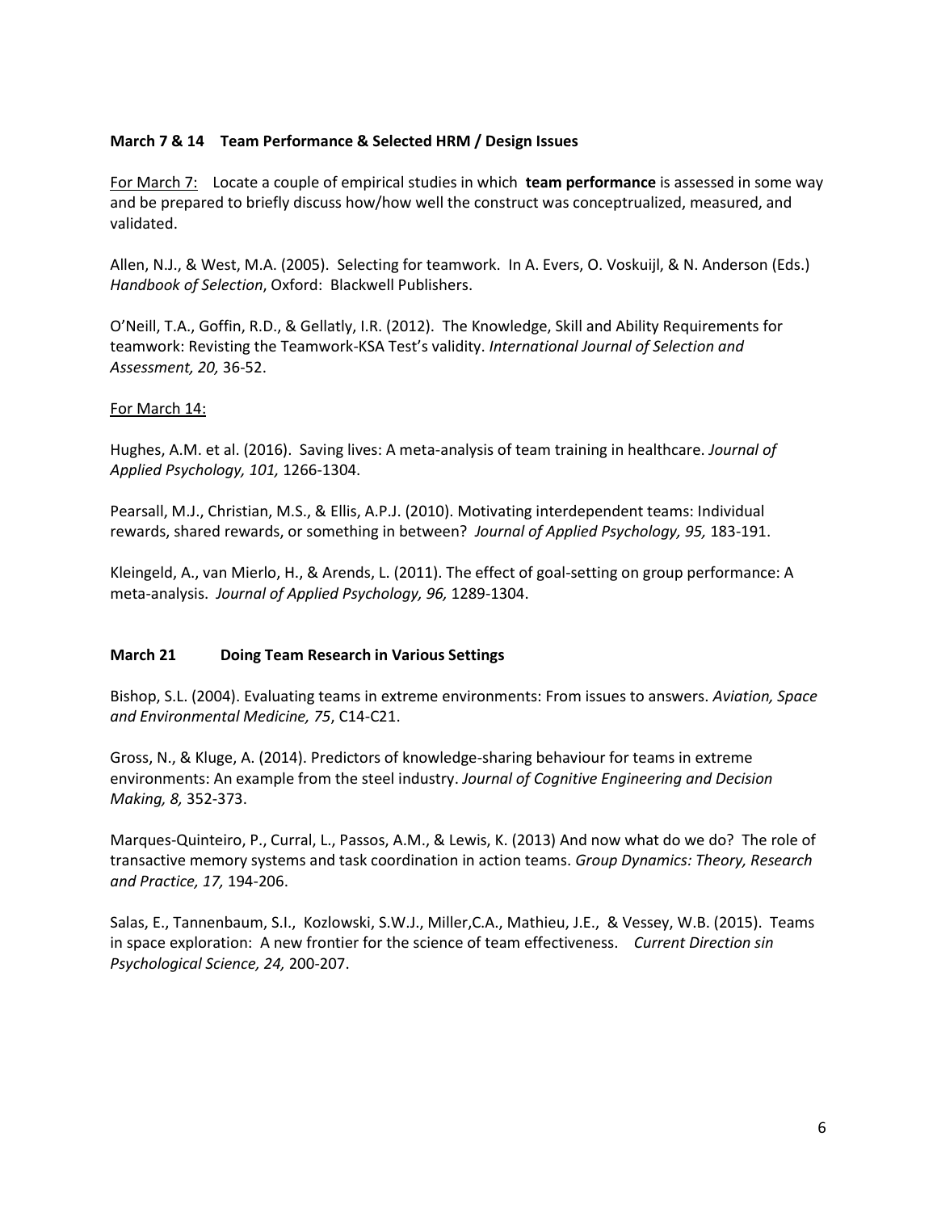**March 7 & 14 Team Performance & Selected HRM / Design Issues**

For March 7: Locate a couple of empirical studies in which **team performance** is assessed in some way and be prepared to briefly discuss how/how well the construct was conceptrualized, measured, and validated.

Allen, N.J., & West, M.A. (2005). Selecting for teamwork. In A. Evers, O. Voskuijl, & N. Anderson (Eds.) *Handbook of Selection*, Oxford: Blackwell Publishers.

O'Neill, T.A., Goffin, R.D., & Gellatly, I.R. (2012). The Knowledge, Skill and Ability Requirements for teamwork: Revisting the Teamwork-KSA Test's validity. *International Journal of Selection and Assessment, 20,* 36-52.

For March 14:

Hughes, A.M. et al. (2016). Saving lives: A meta-analysis of team training in healthcare. *Journal of Applied Psychology, 101,* 1266-1304.

Pearsall, M.J., Christian, M.S., & Ellis, A.P.J. (2010). Motivating interdependent teams: Individual rewards, shared rewards, or something in between? *Journal of Applied Psychology, 95,* 183-191.

Kleingeld, A., van Mierlo, H., & Arends, L. (2011). The effect of goal-setting on group performance: A meta-analysis. *Journal of Applied Psychology, 96,* 1289-1304.

**March 21 Doing Team Research in Various Settings**

Bishop, S.L. (2004). Evaluating teams in extreme environments: From issues to answers. *Aviation, Space and Environmental Medicine, 75*, C14-C21.

Gross, N., & Kluge, A. (2014). Predictors of knowledge-sharing behaviour for teams in extreme environments: An example from the steel industry. *Journal of Cognitive Engineering and Decision Making, 8,* 352-373.

Marques-Quinteiro, P., Curral, L., Passos, A.M., & Lewis, K. (2013) And now what do we do? The role of transactive memory systems and task coordination in action teams. *Group Dynamics: Theory, Research and Practice, 17,* 194-206.

Salas, E., Tannenbaum, S.I., Kozlowski, S.W.J., Miller,C.A., Mathieu, J.E., & Vessey, W.B. (2015). Teams in space exploration: A new frontier for the science of team effectiveness. *Current Direction sin Psychological Science, 24,* 200-207.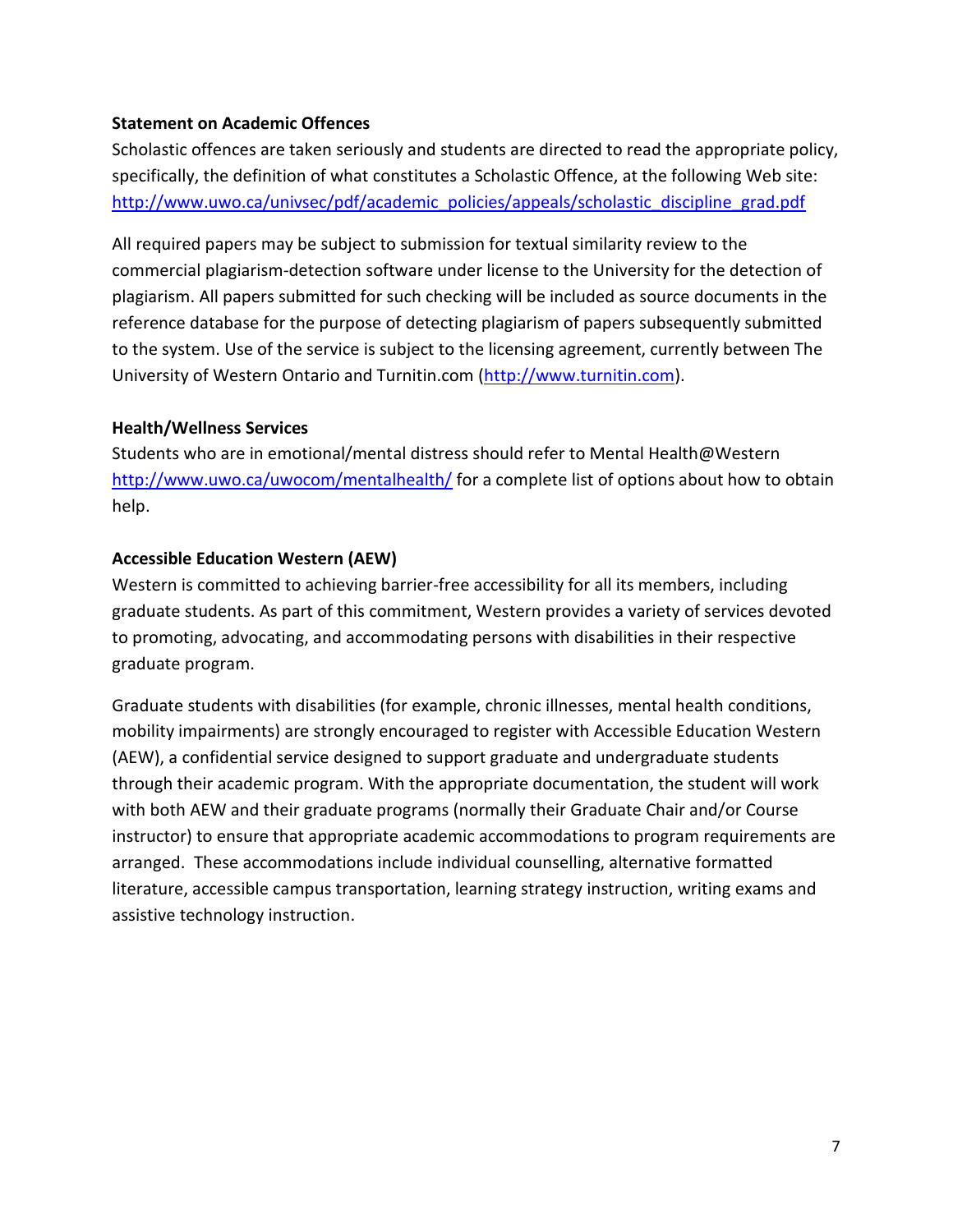### Statement on Academic Offences

Scholastic offences are taken seriously and students are directed to read the appropriate policy, specifically, the definition of what constitutes a Scholastic Offence, at the following Web site: http://www.uwo.ca/univsec/pdf/academic_policies/appeals/scholastic_discipline_grad.pdf

All required papers may be subject to submission for textual similarity review to the commercial plagiarism-detection software under license to the University for the detection of plagiarism. All papers submitted for such checking will be included as source documents in the reference database for the purpose of detecting plagiarism of papers subsequently submitted to the system. Use of the service is subject to the licensing agreement, currently between The University of Western Ontario and Turnitin.com (http://www.turnitin.com).

### Health/Wellness Services

Students who are in emotional/mental distress should refer to Mental Health@Western http://www.uwo.ca/uwocom/mentalhealth/ for a complete list of options about how to obtain help.

### Accessible Education Western (AEW)

Western is committed to achieving barrier-free accessibility for all its members, including graduate students. As part of this commitment, Western provides a variety of services devoted to promoting, advocating, and accommodating persons with disabilities in their respective graduate program.

Graduate students with disabilities (for example, chronic illnesses, mental health conditions, mobility impairments) are strongly encouraged to register with Accessible Education Western (AEW), a confidential service designed to support graduate and undergraduate students through their academic program. With the appropriate documentation, the student will work with both AEW and their graduate programs (normally their Graduate Chair and/or Course instructor) to ensure that appropriate academic accommodations to program requirements are arranged. These accommodations include individual counselling, alternative formatted literature, accessible campus transportation, learning strategy instruction, writing exams and assistive technology instruction.